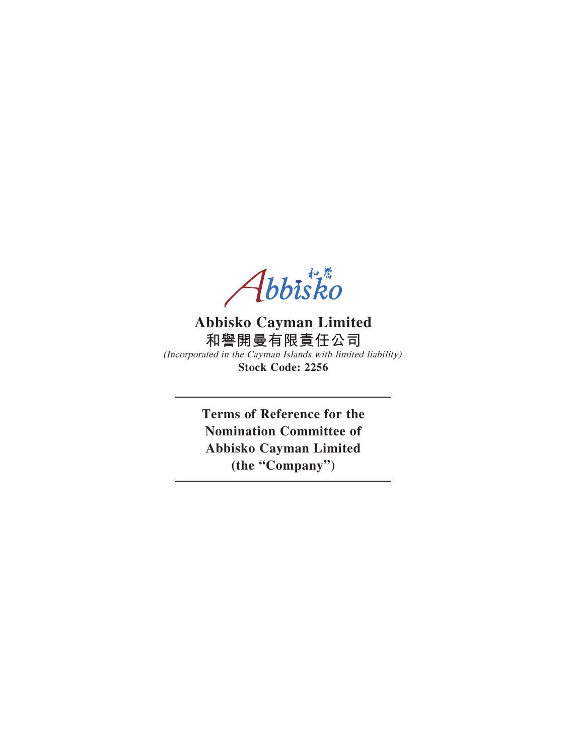# Abbisko Cayman Limited

**和譽開曼有限責任公司**

*(Incorporated in the Cayman Islands with limited liability)*

**Stock Code: 2256**

---

**Terms of Reference for the Nomination Committee of Abbisko Cayman Limited (the "Company")**

---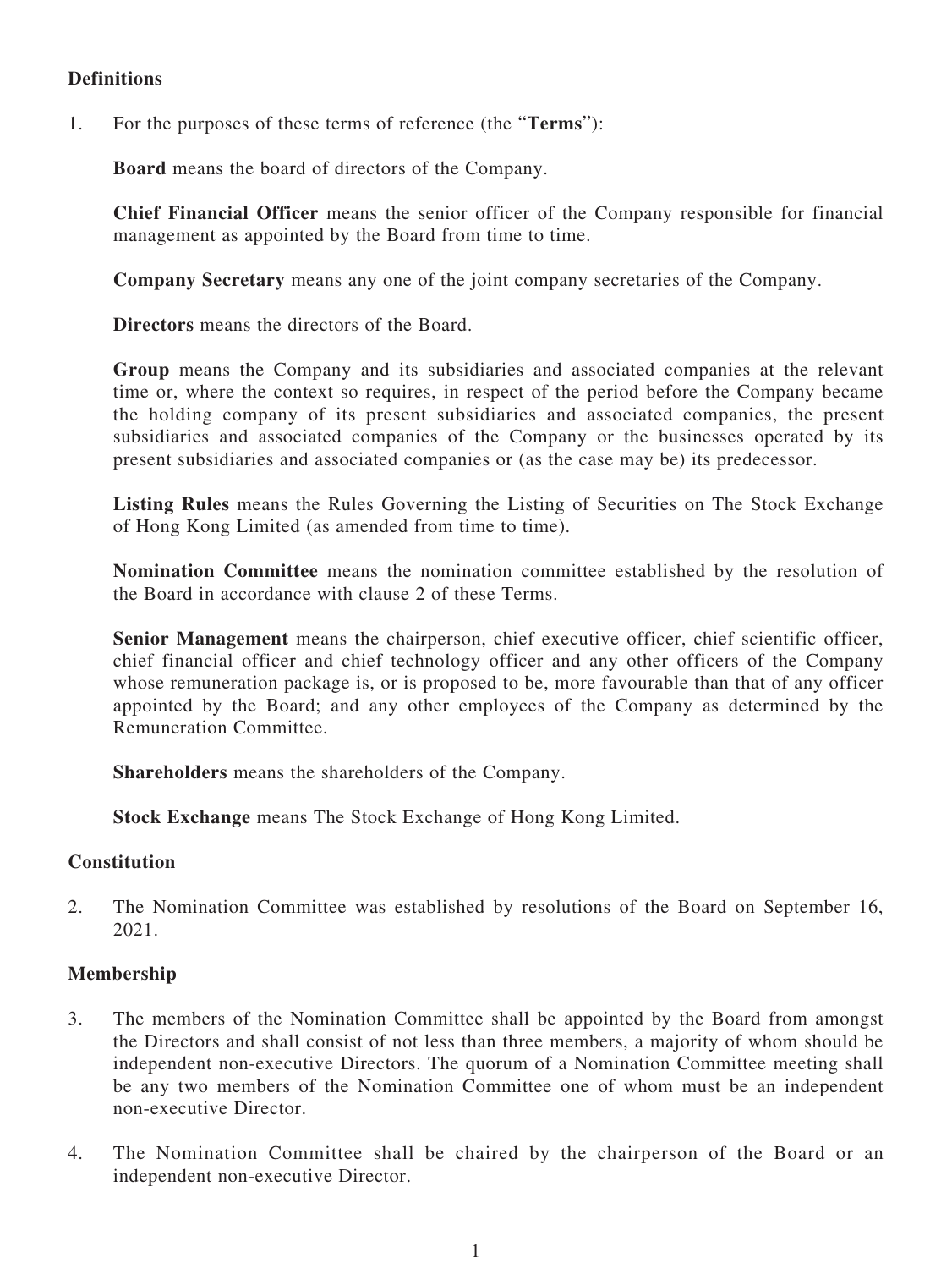### Definitions

1. For the purposes of these terms of reference (the "**Terms**"):

   **Board** means the board of directors of the Company.

   **Chief Financial Officer** means the senior officer of the Company responsible for financial management as appointed by the Board from time to time.

   **Company Secretary** means any one of the joint company secretaries of the Company.

   **Directors** means the directors of the Board.

   **Group** means the Company and its subsidiaries and associated companies at the relevant time or, where the context so requires, in respect of the period before the Company became the holding company of its present subsidiaries and associated companies, the present subsidiaries and associated companies of the Company or the businesses operated by its present subsidiaries and associated companies or (as the case may be) its predecessor.

   **Listing Rules** means the Rules Governing the Listing of Securities on The Stock Exchange of Hong Kong Limited (as amended from time to time).

   **Nomination Committee** means the nomination committee established by the resolution of the Board in accordance with clause 2 of these Terms.

   **Senior Management** means the chairperson, chief executive officer, chief scientific officer, chief financial officer and chief technology officer and any other officers of the Company whose remuneration package is, or is proposed to be, more favourable than that of any officer appointed by the Board; and any other employees of the Company as determined by the Remuneration Committee.

   **Shareholders** means the shareholders of the Company.

   **Stock Exchange** means The Stock Exchange of Hong Kong Limited.

### Constitution

2. The Nomination Committee was established by resolutions of the Board on September 16, 2021.

### Membership

3. The members of the Nomination Committee shall be appointed by the Board from amongst the Directors and shall consist of not less than three members, a majority of whom should be independent non-executive Directors. The quorum of a Nomination Committee meeting shall be any two members of the Nomination Committee one of whom must be an independent non-executive Director.

4. The Nomination Committee shall be chaired by the chairperson of the Board or an independent non-executive Director.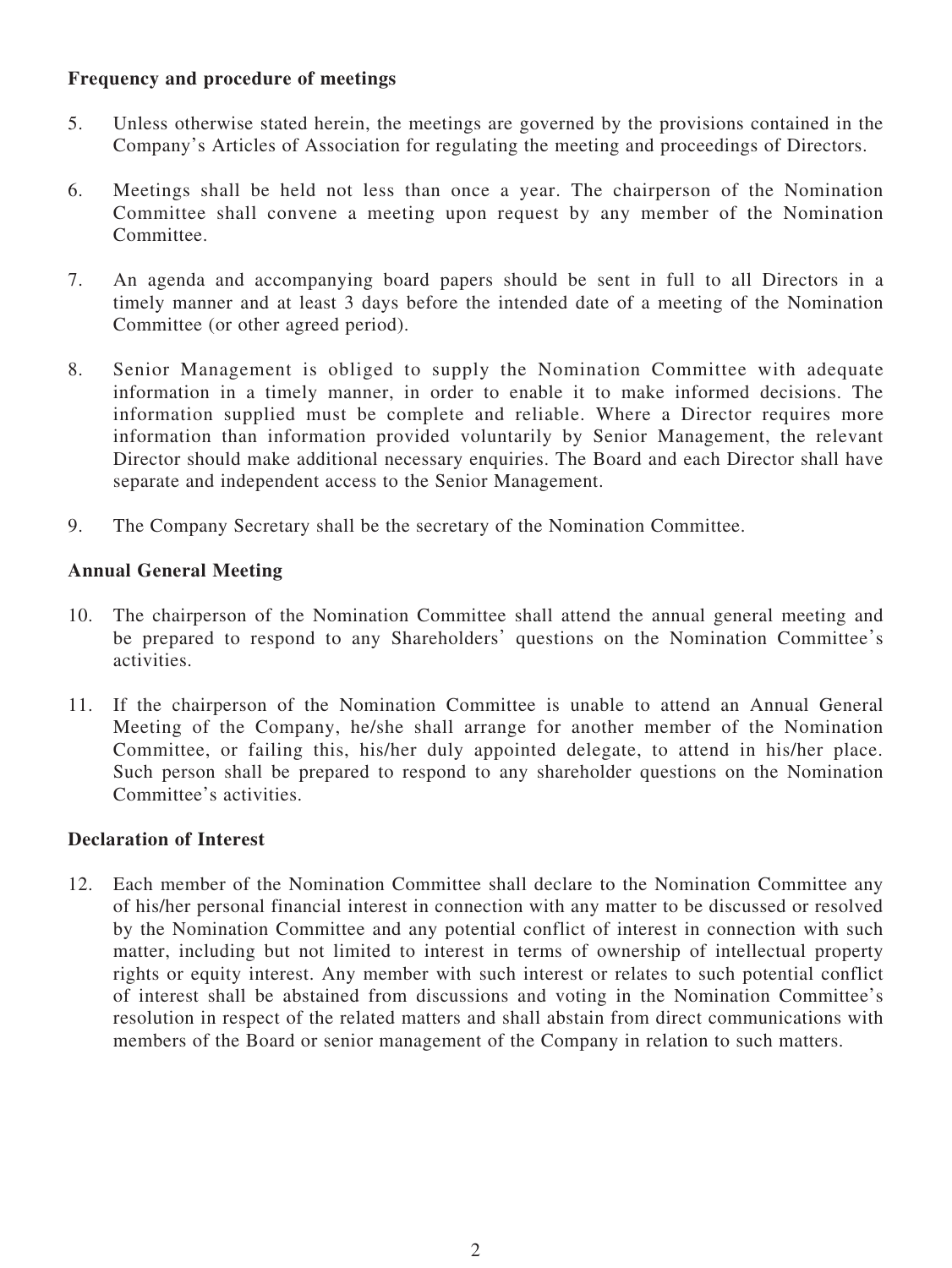**Frequency and procedure of meetings**

5. Unless otherwise stated herein, the meetings are governed by the provisions contained in the Company's Articles of Association for regulating the meeting and proceedings of Directors.

6. Meetings shall be held not less than once a year. The chairperson of the Nomination Committee shall convene a meeting upon request by any member of the Nomination Committee.

7. An agenda and accompanying board papers should be sent in full to all Directors in a timely manner and at least 3 days before the intended date of a meeting of the Nomination Committee (or other agreed period).

8. Senior Management is obliged to supply the Nomination Committee with adequate information in a timely manner, in order to enable it to make informed decisions. The information supplied must be complete and reliable. Where a Director requires more information than information provided voluntarily by Senior Management, the relevant Director should make additional necessary enquiries. The Board and each Director shall have separate and independent access to the Senior Management.

9. The Company Secretary shall be the secretary of the Nomination Committee.

**Annual General Meeting**

10. The chairperson of the Nomination Committee shall attend the annual general meeting and be prepared to respond to any Shareholders' questions on the Nomination Committee's activities.

11. If the chairperson of the Nomination Committee is unable to attend an Annual General Meeting of the Company, he/she shall arrange for another member of the Nomination Committee, or failing this, his/her duly appointed delegate, to attend in his/her place. Such person shall be prepared to respond to any shareholder questions on the Nomination Committee's activities.

**Declaration of Interest**

12. Each member of the Nomination Committee shall declare to the Nomination Committee any of his/her personal financial interest in connection with any matter to be discussed or resolved by the Nomination Committee and any potential conflict of interest in connection with such matter, including but not limited to interest in terms of ownership of intellectual property rights or equity interest. Any member with such interest or relates to such potential conflict of interest shall be abstained from discussions and voting in the Nomination Committee's resolution in respect of the related matters and shall abstain from direct communications with members of the Board or senior management of the Company in relation to such matters.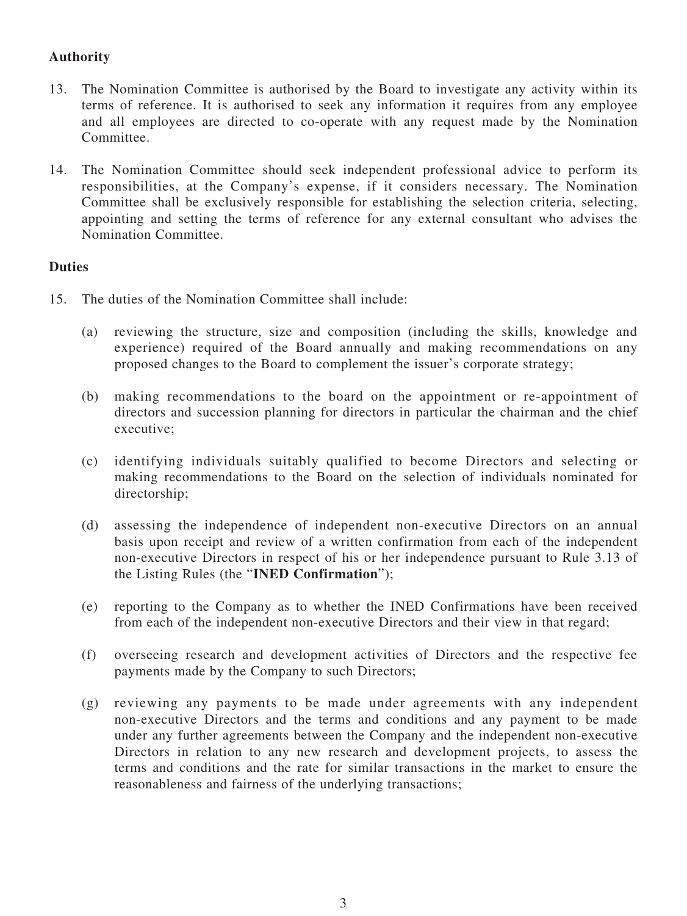**Authority**

13. The Nomination Committee is authorised by the Board to investigate any activity within its terms of reference. It is authorised to seek any information it requires from any employee and all employees are directed to co-operate with any request made by the Nomination Committee.

14. The Nomination Committee should seek independent professional advice to perform its responsibilities, at the Company's expense, if it considers necessary. The Nomination Committee shall be exclusively responsible for establishing the selection criteria, selecting, appointing and setting the terms of reference for any external consultant who advises the Nomination Committee.

**Duties**

15. The duties of the Nomination Committee shall include:

    (a) reviewing the structure, size and composition (including the skills, knowledge and experience) required of the Board annually and making recommendations on any proposed changes to the Board to complement the issuer's corporate strategy;

    (b) making recommendations to the board on the appointment or re-appointment of directors and succession planning for directors in particular the chairman and the chief executive;

    (c) identifying individuals suitably qualified to become Directors and selecting or making recommendations to the Board on the selection of individuals nominated for directorship;

    (d) assessing the independence of independent non-executive Directors on an annual basis upon receipt and review of a written confirmation from each of the independent non-executive Directors in respect of his or her independence pursuant to Rule 3.13 of the Listing Rules (the "**INED Confirmation**");

    (e) reporting to the Company as to whether the INED Confirmations have been received from each of the independent non-executive Directors and their view in that regard;

    (f) overseeing research and development activities of Directors and the respective fee payments made by the Company to such Directors;

    (g) reviewing any payments to be made under agreements with any independent non-executive Directors and the terms and conditions and any payment to be made under any further agreements between the Company and the independent non-executive Directors in relation to any new research and development projects, to assess the terms and conditions and the rate for similar transactions in the market to ensure the reasonableness and fairness of the underlying transactions;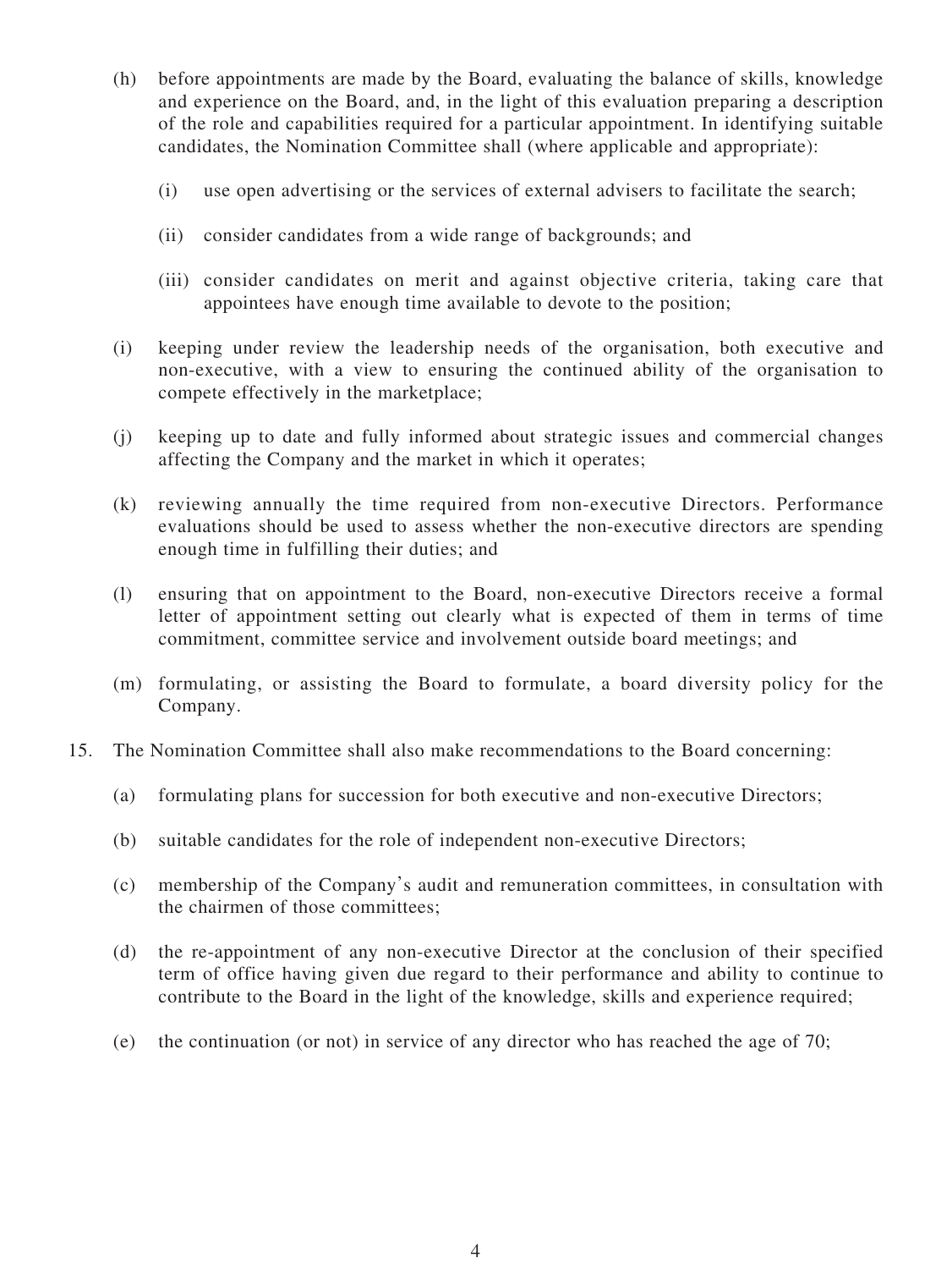(h) before appointments are made by the Board, evaluating the balance of skills, knowledge and experience on the Board, and, in the light of this evaluation preparing a description of the role and capabilities required for a particular appointment. In identifying suitable candidates, the Nomination Committee shall (where applicable and appropriate):

  (i) use open advertising or the services of external advisers to facilitate the search;

  (ii) consider candidates from a wide range of backgrounds; and

  (iii) consider candidates on merit and against objective criteria, taking care that appointees have enough time available to devote to the position;

(i) keeping under review the leadership needs of the organisation, both executive and non-executive, with a view to ensuring the continued ability of the organisation to compete effectively in the marketplace;

(j) keeping up to date and fully informed about strategic issues and commercial changes affecting the Company and the market in which it operates;

(k) reviewing annually the time required from non-executive Directors. Performance evaluations should be used to assess whether the non-executive directors are spending enough time in fulfilling their duties; and

(l) ensuring that on appointment to the Board, non-executive Directors receive a formal letter of appointment setting out clearly what is expected of them in terms of time commitment, committee service and involvement outside board meetings; and

(m) formulating, or assisting the Board to formulate, a board diversity policy for the Company.

15. The Nomination Committee shall also make recommendations to the Board concerning:

  (a) formulating plans for succession for both executive and non-executive Directors;

  (b) suitable candidates for the role of independent non-executive Directors;

  (c) membership of the Company's audit and remuneration committees, in consultation with the chairmen of those committees;

  (d) the re-appointment of any non-executive Director at the conclusion of their specified term of office having given due regard to their performance and ability to continue to contribute to the Board in the light of the knowledge, skills and experience required;

  (e) the continuation (or not) in service of any director who has reached the age of 70;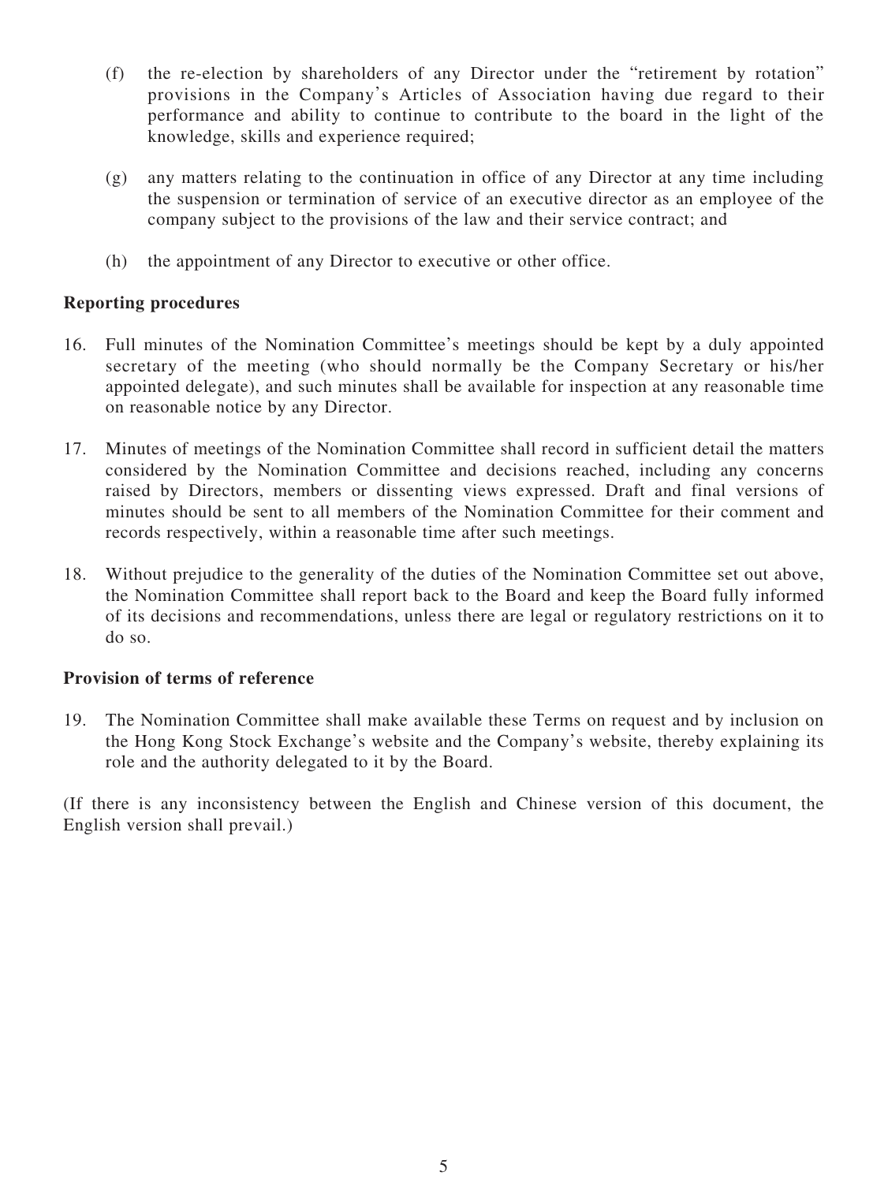(f) the re-election by shareholders of any Director under the "retirement by rotation" provisions in the Company's Articles of Association having due regard to their performance and ability to continue to contribute to the board in the light of the knowledge, skills and experience required;

(g) any matters relating to the continuation in office of any Director at any time including the suspension or termination of service of an executive director as an employee of the company subject to the provisions of the law and their service contract; and

(h) the appointment of any Director to executive or other office.

**Reporting procedures**

16. Full minutes of the Nomination Committee's meetings should be kept by a duly appointed secretary of the meeting (who should normally be the Company Secretary or his/her appointed delegate), and such minutes shall be available for inspection at any reasonable time on reasonable notice by any Director.

17. Minutes of meetings of the Nomination Committee shall record in sufficient detail the matters considered by the Nomination Committee and decisions reached, including any concerns raised by Directors, members or dissenting views expressed. Draft and final versions of minutes should be sent to all members of the Nomination Committee for their comment and records respectively, within a reasonable time after such meetings.

18. Without prejudice to the generality of the duties of the Nomination Committee set out above, the Nomination Committee shall report back to the Board and keep the Board fully informed of its decisions and recommendations, unless there are legal or regulatory restrictions on it to do so.

**Provision of terms of reference**

19. The Nomination Committee shall make available these Terms on request and by inclusion on the Hong Kong Stock Exchange's website and the Company's website, thereby explaining its role and the authority delegated to it by the Board.

(If there is any inconsistency between the English and Chinese version of this document, the English version shall prevail.)